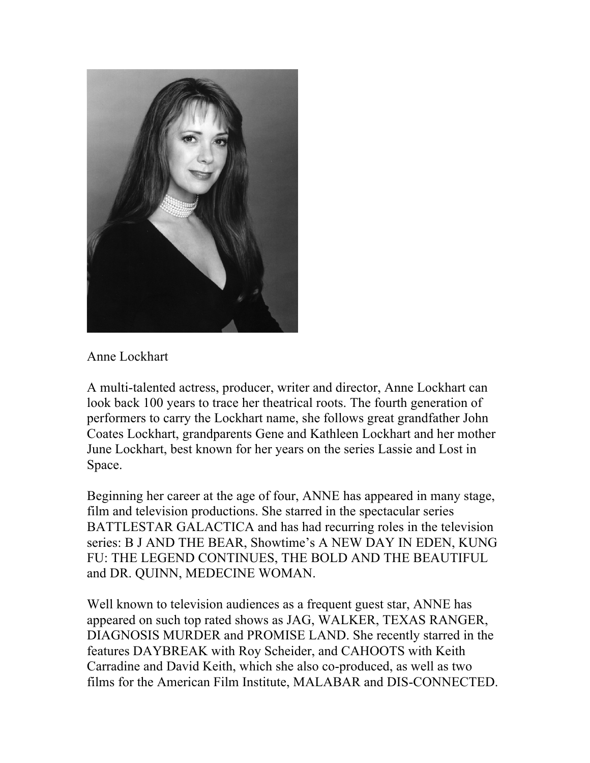Anne Lockhart

A multi-talented actress, producer, writer and director, Anne Lockhart can look back 100 years to trace her theatrical roots. The fourth generation of performers to carry the Lockhart name, she follows great grandfather John Coates Lockhart, grandparents Gene and Kathleen Lockhart and her mother June Lockhart, best known for her years on the series Lassie and Lost in Space.

Beginning her career at the age of four, ANNE has appeared in many stage, film and television productions. She starred in the spectacular series BATTLESTAR GALACTICA and has had recurring roles in the television series: B J AND THE BEAR, Showtime's A NEW DAY IN EDEN, KUNG FU: THE LEGEND CONTINUES, THE BOLD AND THE BEAUTIFUL and DR. QUINN, MEDECINE WOMAN.

Well known to television audiences as a frequent guest star, ANNE has appeared on such top rated shows as JAG, WALKER, TEXAS RANGER, DIAGNOSIS MURDER and PROMISE LAND. She recently starred in the features DAYBREAK with Roy Scheider, and CAHOOTS with Keith Carradine and David Keith, which she also co-produced, as well as two films for the American Film Institute, MALABAR and DIS-CONNECTED.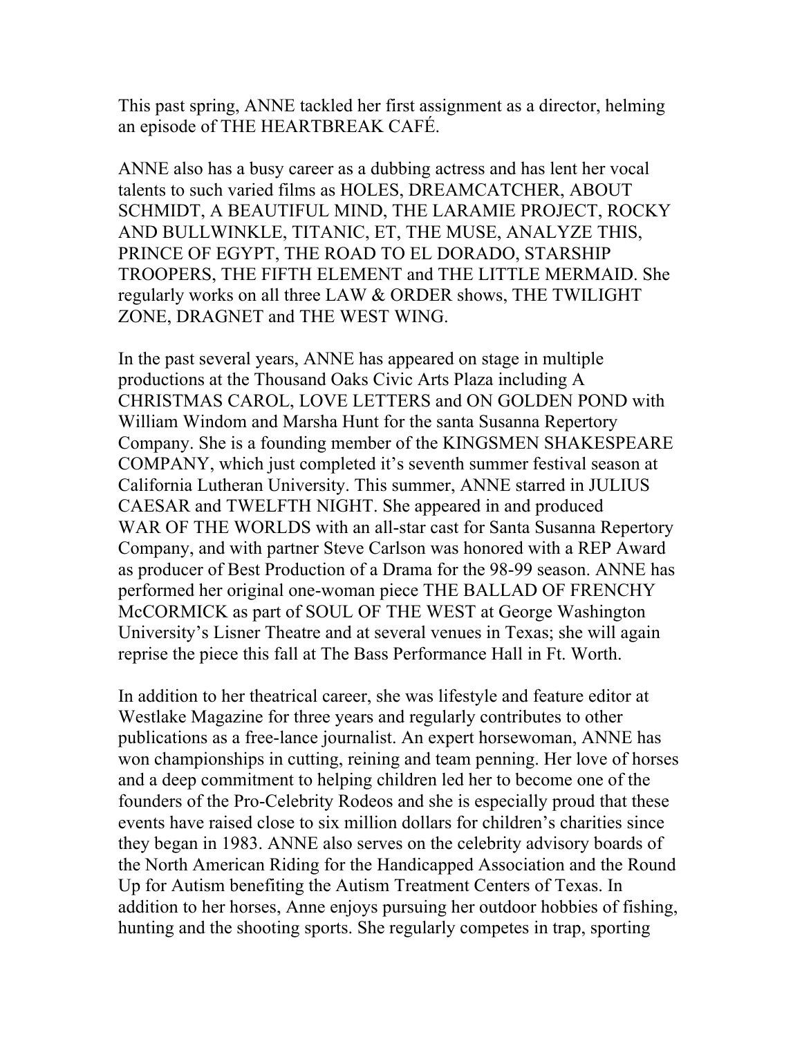This past spring, ANNE tackled her first assignment as a director, helming an episode of THE HEARTBREAK CAFÉ.

ANNE also has a busy career as a dubbing actress and has lent her vocal talents to such varied films as HOLES, DREAMCATCHER, ABOUT SCHMIDT, A BEAUTIFUL MIND, THE LARAMIE PROJECT, ROCKY AND BULLWINKLE, TITANIC, ET, THE MUSE, ANALYZE THIS, PRINCE OF EGYPT, THE ROAD TO EL DORADO, STARSHIP TROOPERS, THE FIFTH ELEMENT and THE LITTLE MERMAID. She regularly works on all three LAW & ORDER shows, THE TWILIGHT ZONE, DRAGNET and THE WEST WING.

In the past several years, ANNE has appeared on stage in multiple productions at the Thousand Oaks Civic Arts Plaza including A CHRISTMAS CAROL, LOVE LETTERS and ON GOLDEN POND with William Windom and Marsha Hunt for the santa Susanna Repertory Company. She is a founding member of the KINGSMEN SHAKESPEARE COMPANY, which just completed it's seventh summer festival season at California Lutheran University. This summer, ANNE starred in JULIUS CAESAR and TWELFTH NIGHT. She appeared in and produced WAR OF THE WORLDS with an all-star cast for Santa Susanna Repertory Company, and with partner Steve Carlson was honored with a REP Award as producer of Best Production of a Drama for the 98-99 season. ANNE has performed her original one-woman piece THE BALLAD OF FRENCHY McCORMICK as part of SOUL OF THE WEST at George Washington University's Lisner Theatre and at several venues in Texas; she will again reprise the piece this fall at The Bass Performance Hall in Ft. Worth.

In addition to her theatrical career, she was lifestyle and feature editor at Westlake Magazine for three years and regularly contributes to other publications as a free-lance journalist. An expert horsewoman, ANNE has won championships in cutting, reining and team penning. Her love of horses and a deep commitment to helping children led her to become one of the founders of the Pro-Celebrity Rodeos and she is especially proud that these events have raised close to six million dollars for children's charities since they began in 1983. ANNE also serves on the celebrity advisory boards of the North American Riding for the Handicapped Association and the Round Up for Autism benefiting the Autism Treatment Centers of Texas. In addition to her horses, Anne enjoys pursuing her outdoor hobbies of fishing, hunting and the shooting sports. She regularly competes in trap, sporting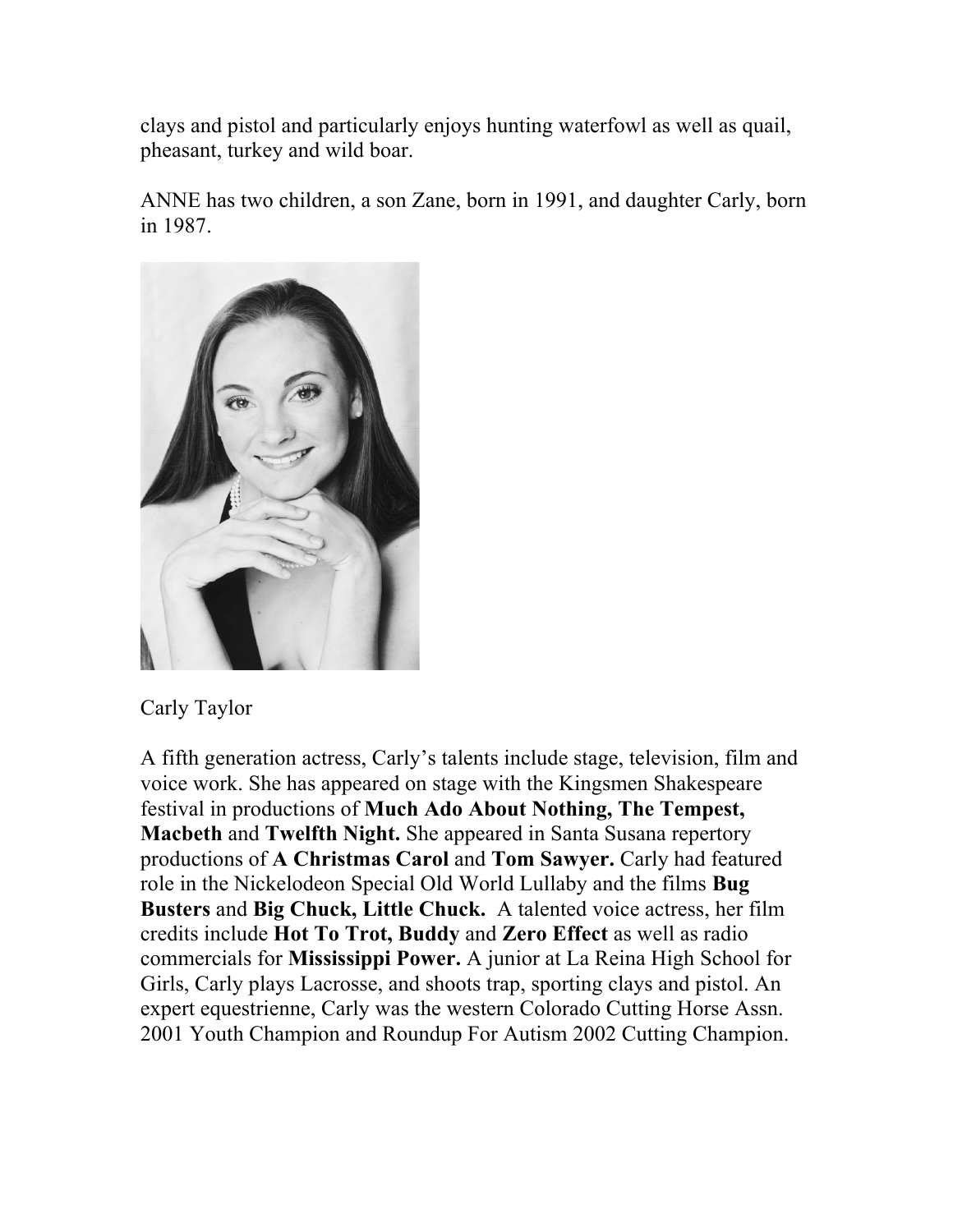clays and pistol and particularly enjoys hunting waterfowl as well as quail, pheasant, turkey and wild boar.

ANNE has two children, a son Zane, born in 1991, and daughter Carly, born in 1987.

Carly Taylor

A fifth generation actress, Carly's talents include stage, television, film and voice work. She has appeared on stage with the Kingsmen Shakespeare festival in productions of **Much Ado About Nothing, The Tempest, Macbeth** and **Twelfth Night.** She appeared in Santa Susana repertory productions of **A Christmas Carol** and **Tom Sawyer.** Carly had featured role in the Nickelodeon Special Old World Lullaby and the films **Bug Busters** and **Big Chuck, Little Chuck.** A talented voice actress, her film credits include **Hot To Trot, Buddy** and **Zero Effect** as well as radio commercials for **Mississippi Power.** A junior at La Reina High School for Girls, Carly plays Lacrosse, and shoots trap, sporting clays and pistol. An expert equestrienne, Carly was the western Colorado Cutting Horse Assn. 2001 Youth Champion and Roundup For Autism 2002 Cutting Champion.